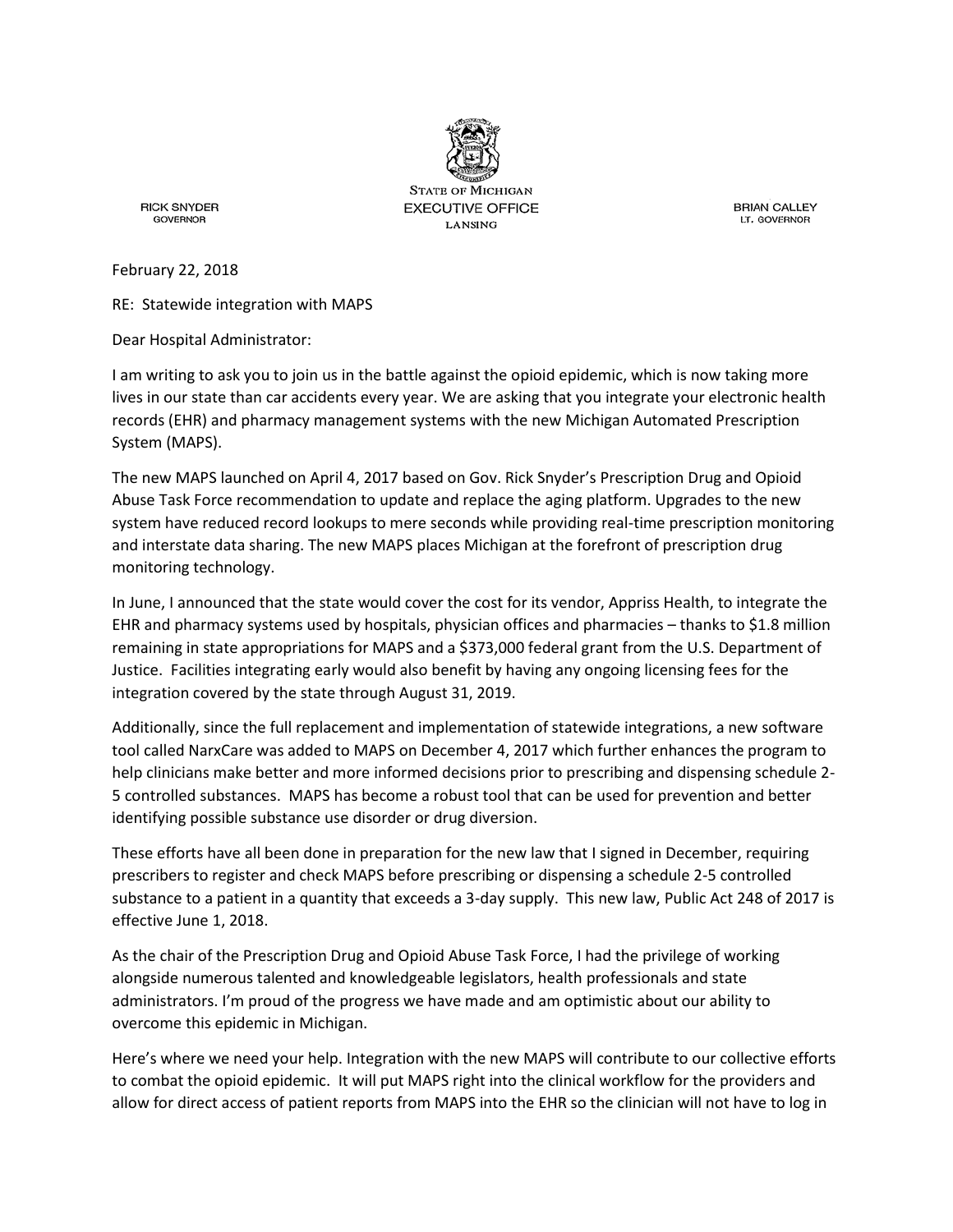STATE OF MICHIGAN
EXECUTIVE OFFICE
LANSING

RICK SNYDER
GOVERNOR

BRIAN CALLEY
LT. GOVERNOR

February 22, 2018

RE: Statewide integration with MAPS

Dear Hospital Administrator:

I am writing to ask you to join us in the battle against the opioid epidemic, which is now taking more lives in our state than car accidents every year. We are asking that you integrate your electronic health records (EHR) and pharmacy management systems with the new Michigan Automated Prescription System (MAPS).

The new MAPS launched on April 4, 2017 based on Gov. Rick Snyder's Prescription Drug and Opioid Abuse Task Force recommendation to update and replace the aging platform. Upgrades to the new system have reduced record lookups to mere seconds while providing real-time prescription monitoring and interstate data sharing. The new MAPS places Michigan at the forefront of prescription drug monitoring technology.

In June, I announced that the state would cover the cost for its vendor, Appriss Health, to integrate the EHR and pharmacy systems used by hospitals, physician offices and pharmacies – thanks to $1.8 million remaining in state appropriations for MAPS and a $373,000 federal grant from the U.S. Department of Justice. Facilities integrating early would also benefit by having any ongoing licensing fees for the integration covered by the state through August 31, 2019.

Additionally, since the full replacement and implementation of statewide integrations, a new software tool called NarxCare was added to MAPS on December 4, 2017 which further enhances the program to help clinicians make better and more informed decisions prior to prescribing and dispensing schedule 2-5 controlled substances. MAPS has become a robust tool that can be used for prevention and better identifying possible substance use disorder or drug diversion.

These efforts have all been done in preparation for the new law that I signed in December, requiring prescribers to register and check MAPS before prescribing or dispensing a schedule 2-5 controlled substance to a patient in a quantity that exceeds a 3-day supply. This new law, Public Act 248 of 2017 is effective June 1, 2018.

As the chair of the Prescription Drug and Opioid Abuse Task Force, I had the privilege of working alongside numerous talented and knowledgeable legislators, health professionals and state administrators. I'm proud of the progress we have made and am optimistic about our ability to overcome this epidemic in Michigan.

Here's where we need your help. Integration with the new MAPS will contribute to our collective efforts to combat the opioid epidemic. It will put MAPS right into the clinical workflow for the providers and allow for direct access of patient reports from MAPS into the EHR so the clinician will not have to log in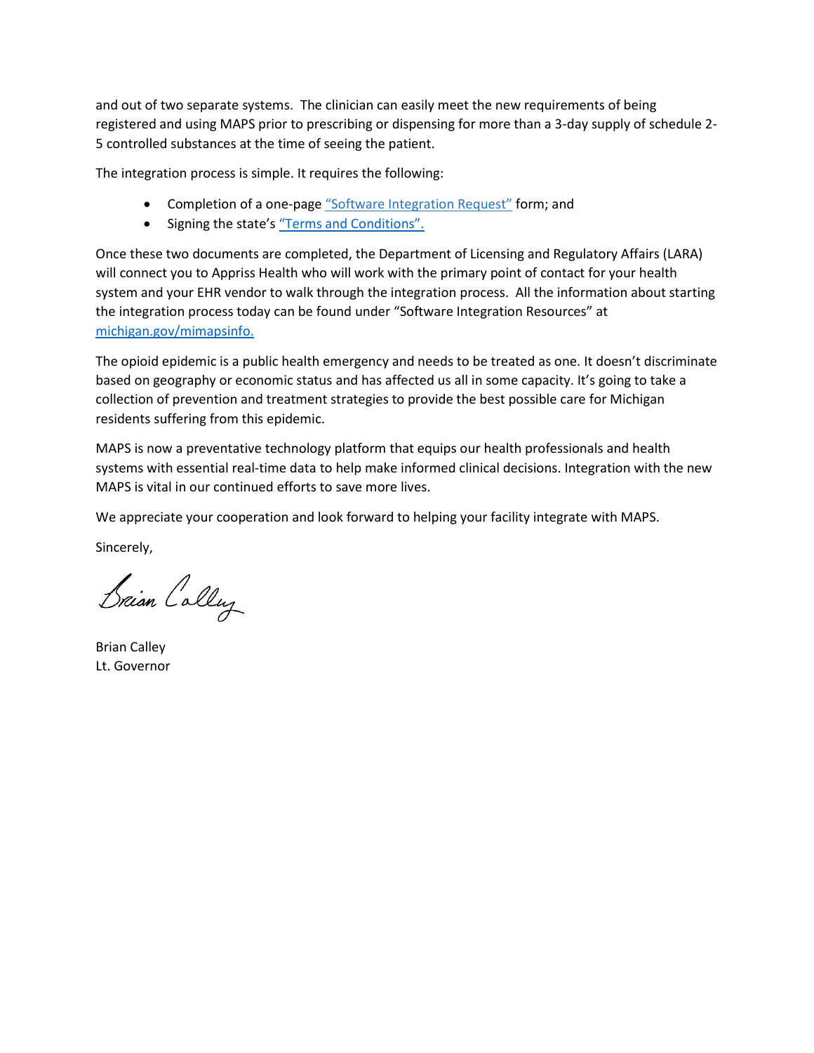and out of two separate systems. The clinician can easily meet the new requirements of being registered and using MAPS prior to prescribing or dispensing for more than a 3-day supply of schedule 2-5 controlled substances at the time of seeing the patient.

The integration process is simple. It requires the following:

- Completion of a one-page "Software Integration Request" form; and
- Signing the state's "Terms and Conditions".

Once these two documents are completed, the Department of Licensing and Regulatory Affairs (LARA) will connect you to Appriss Health who will work with the primary point of contact for your health system and your EHR vendor to walk through the integration process. All the information about starting the integration process today can be found under "Software Integration Resources" at michigan.gov/mimapsinfo.

The opioid epidemic is a public health emergency and needs to be treated as one. It doesn't discriminate based on geography or economic status and has affected us all in some capacity. It's going to take a collection of prevention and treatment strategies to provide the best possible care for Michigan residents suffering from this epidemic.

MAPS is now a preventative technology platform that equips our health professionals and health systems with essential real-time data to help make informed clinical decisions. Integration with the new MAPS is vital in our continued efforts to save more lives.

We appreciate your cooperation and look forward to helping your facility integrate with MAPS.

Sincerely,

Brian Calley

Brian Calley
Lt. Governor